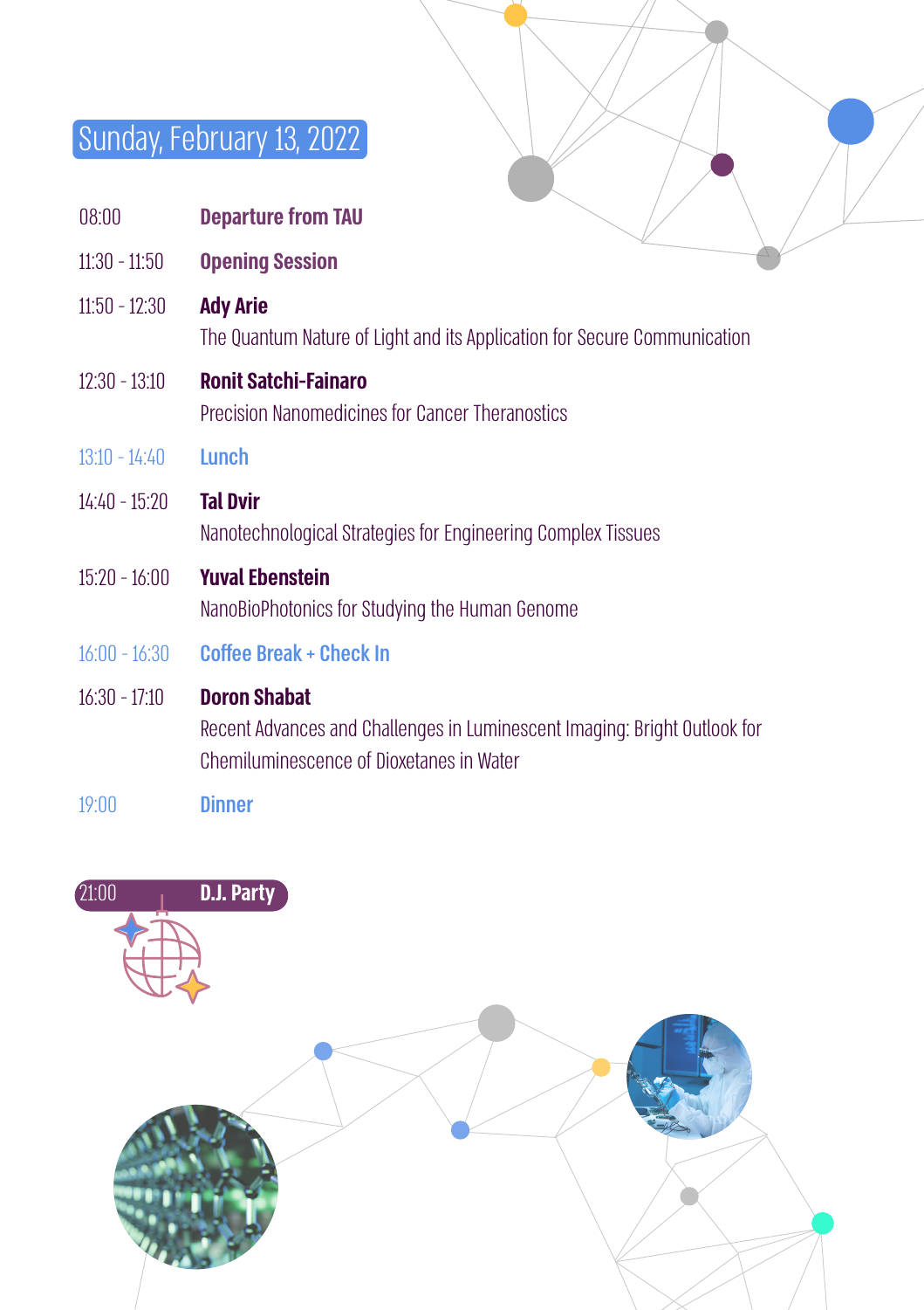## Sunday, February 13, 2022

| | |
|---|---|
| 08:00 | **Departure from TAU** |
| 11:30 - 11:50 | **Opening Session** |
| 11:50 - 12:30 | **Ady Arie**<br>The Quantum Nature of Light and its Application for Secure Communication |
| 12:30 - 13:10 | **Ronit Satchi-Fainaro**<br>Precision Nanomedicines for Cancer Theranostics |
| 13:10 - 14:40 | **Lunch** |
| 14:40 - 15:20 | **Tal Dvir**<br>Nanotechnological Strategies for Engineering Complex Tissues |
| 15:20 - 16:00 | **Yuval Ebenstein**<br>NanoBioPhotonics for Studying the Human Genome |
| 16:00 - 16:30 | **Coffee Break + Check In** |
| 16:30 - 17:10 | **Doron Shabat**<br>Recent Advances and Challenges in Luminescent Imaging: Bright Outlook for Chemiluminescence of Dioxetanes in Water |
| 19:00 | **Dinner** |
| 21:00 | **D.J. Party** |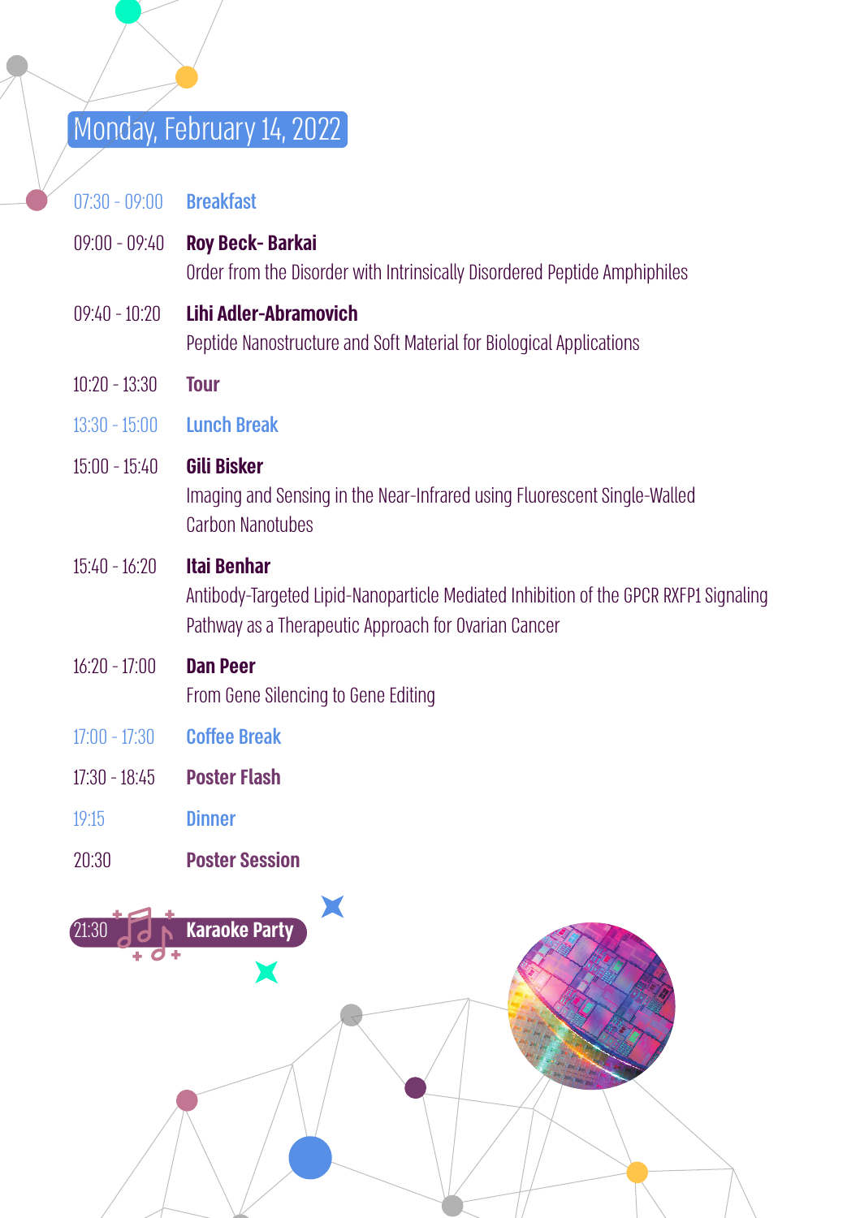## Monday, February 14, 2022

| Time | Session |
| --- | --- |
| 07:30 - 09:00 | **Breakfast** |
| 09:00 - 09:40 | **Roy Beck- Barkai**<br>Order from the Disorder with Intrinsically Disordered Peptide Amphiphiles |
| 09:40 - 10:20 | **Lihi Adler-Abramovich**<br>Peptide Nanostructure and Soft Material for Biological Applications |
| 10:20 - 13:30 | **Tour** |
| 13:30 - 15:00 | **Lunch Break** |
| 15:00 - 15:40 | **Gili Bisker**<br>Imaging and Sensing in the Near-Infrared using Fluorescent Single-Walled Carbon Nanotubes |
| 15:40 - 16:20 | **Itai Benhar**<br>Antibody-Targeted Lipid-Nanoparticle Mediated Inhibition of the GPCR RXFP1 Signaling Pathway as a Therapeutic Approach for Ovarian Cancer |
| 16:20 - 17:00 | **Dan Peer**<br>From Gene Silencing to Gene Editing |
| 17:00 - 17:30 | **Coffee Break** |
| 17:30 - 18:45 | **Poster Flash** |
| 19:15 | **Dinner** |
| 20:30 | **Poster Session** |
| 21:30 | **Karaoke Party** |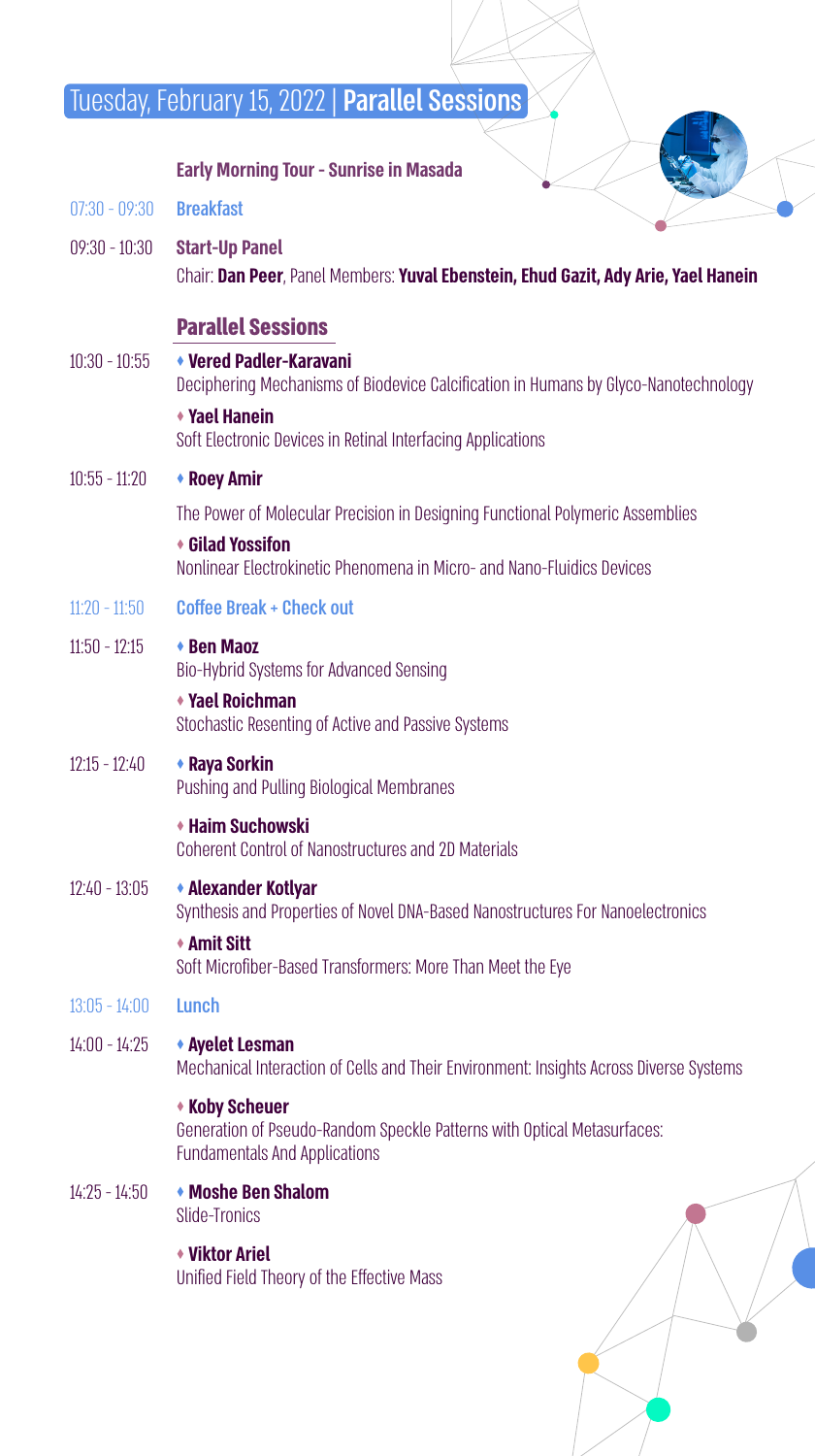# Tuesday, February 15, 2022 | **Parallel Sessions**

**Early Morning Tour - Sunrise in Masada**

07:30 - 09:30 **Breakfast**

09:30 - 10:30 **Start-Up Panel**
Chair: **Dan Peer**, Panel Members: **Yuval Ebenstein, Ehud Gazit, Ady Arie, Yael Hanein**

## Parallel Sessions

10:30 - 10:55

- **Vered Padler-Karavani**
  Deciphering Mechanisms of Biodevice Calcification in Humans by Glyco-Nanotechnology
- **Yael Hanein**
  Soft Electronic Devices in Retinal Interfacing Applications

10:55 - 11:20

- **Roey Amir**
  The Power of Molecular Precision in Designing Functional Polymeric Assemblies
- **Gilad Yossifon**
  Nonlinear Electrokinetic Phenomena in Micro- and Nano-Fluidics Devices

11:20 - 11:50 **Coffee Break + Check out**

11:50 - 12:15

- **Ben Maoz**
  Bio-Hybrid Systems for Advanced Sensing
- **Yael Roichman**
  Stochastic Resenting of Active and Passive Systems

12:15 - 12:40

- **Raya Sorkin**
  Pushing and Pulling Biological Membranes
- **Haim Suchowski**
  Coherent Control of Nanostructures and 2D Materials

12:40 - 13:05

- **Alexander Kotlyar**
  Synthesis and Properties of Novel DNA-Based Nanostructures For Nanoelectronics
- **Amit Sitt**
  Soft Microfiber-Based Transformers: More Than Meet the Eye

13:05 - 14:00 **Lunch**

14:00 - 14:25

- **Ayelet Lesman**
  Mechanical Interaction of Cells and Their Environment: Insights Across Diverse Systems
- **Koby Scheuer**
  Generation of Pseudo-Random Speckle Patterns with Optical Metasurfaces: Fundamentals And Applications

14:25 - 14:50

- **Moshe Ben Shalom**
  Slide-Tronics
- **Viktor Ariel**
  Unified Field Theory of the Effective Mass